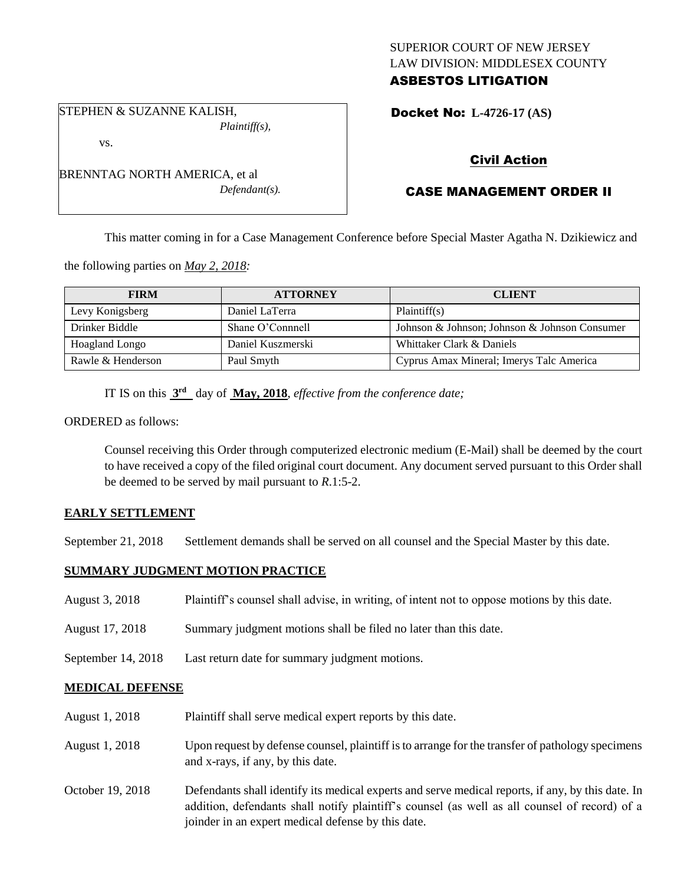SUPERIOR COURT OF NEW JERSEY
LAW DIVISION: MIDDLESEX COUNTY
**ASBESTOS LITIGATION**

STEPHEN & SUZANNE KALISH,
*Plaintiff(s),*

vs.

BRENNTAG NORTH AMERICA, et al
*Defendant(s).*

**Docket No: L-4726-17 (AS)**

**Civil Action**

**CASE MANAGEMENT ORDER II**

This matter coming in for a Case Management Conference before Special Master Agatha N. Dzikiewicz and the following parties on *May 2, 2018:*

| FIRM | ATTORNEY | CLIENT |
|---|---|---|
| Levy Konigsberg | Daniel LaTerra | Plaintiff(s) |
| Drinker Biddle | Shane O'Connnell | Johnson & Johnson; Johnson & Johnson Consumer |
| Hoagland Longo | Daniel Kuszmerski | Whittaker Clark & Daniels |
| Rawle & Henderson | Paul Smyth | Cyprus Amax Mineral; Imerys Talc America |

IT IS on this **3rd** day of **May, 2018**, *effective from the conference date;*

ORDERED as follows:

Counsel receiving this Order through computerized electronic medium (E-Mail) shall be deemed by the court to have received a copy of the filed original court document. Any document served pursuant to this Order shall be deemed to be served by mail pursuant to *R*.1:5-2.

**EARLY SETTLEMENT**

September 21, 2018 Settlement demands shall be served on all counsel and the Special Master by this date.

**SUMMARY JUDGMENT MOTION PRACTICE**

August 3, 2018 Plaintiff's counsel shall advise, in writing, of intent not to oppose motions by this date.

August 17, 2018 Summary judgment motions shall be filed no later than this date.

September 14, 2018 Last return date for summary judgment motions.

**MEDICAL DEFENSE**

August 1, 2018 Plaintiff shall serve medical expert reports by this date.

August 1, 2018 Upon request by defense counsel, plaintiff is to arrange for the transfer of pathology specimens and x-rays, if any, by this date.

October 19, 2018 Defendants shall identify its medical experts and serve medical reports, if any, by this date. In addition, defendants shall notify plaintiff's counsel (as well as all counsel of record) of a joinder in an expert medical defense by this date.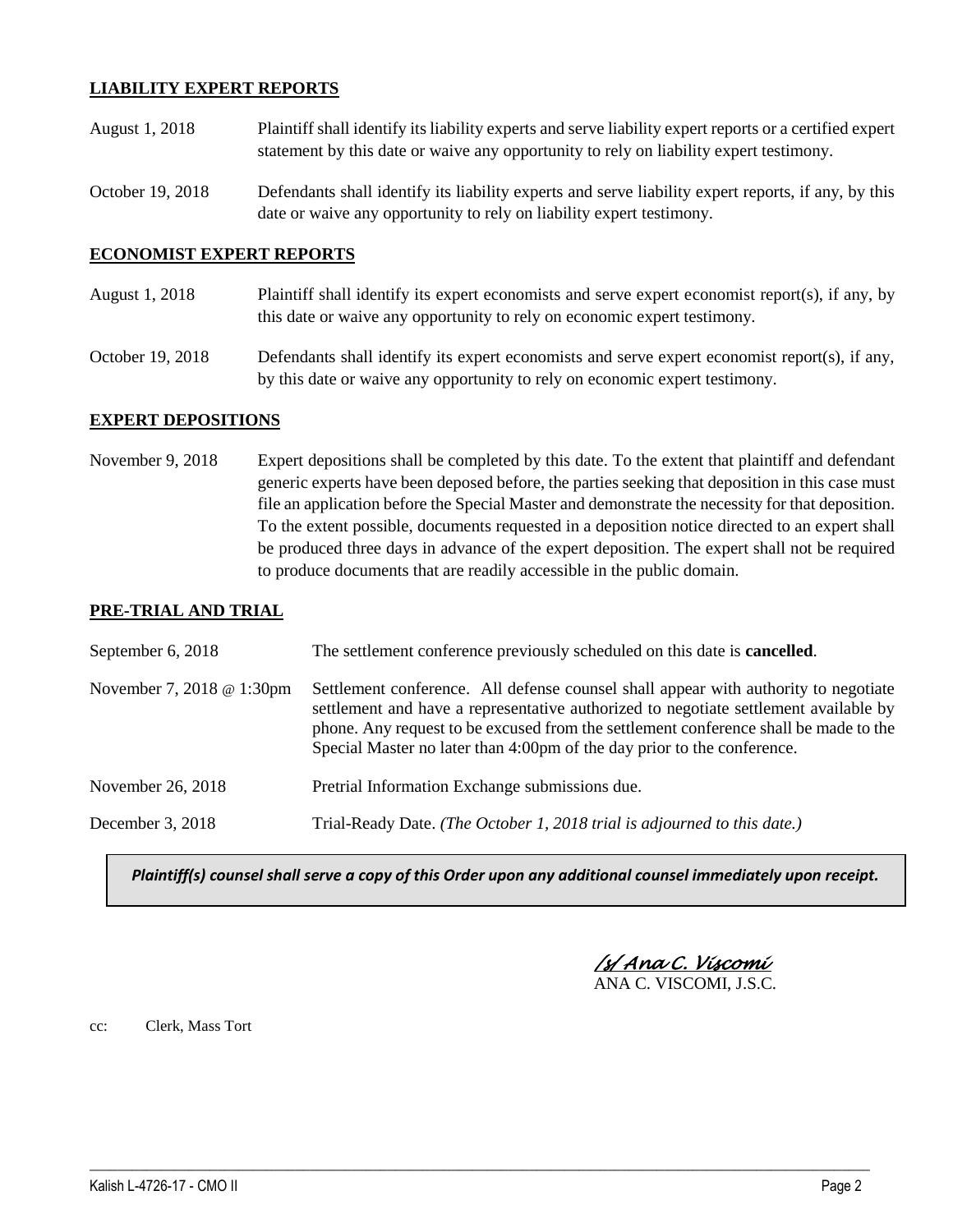## LIABILITY EXPERT REPORTS

| | |
|---|---|
| August 1, 2018 | Plaintiff shall identify its liability experts and serve liability expert reports or a certified expert statement by this date or waive any opportunity to rely on liability expert testimony. |
| October 19, 2018 | Defendants shall identify its liability experts and serve liability expert reports, if any, by this date or waive any opportunity to rely on liability expert testimony. |

## ECONOMIST EXPERT REPORTS

| | |
|---|---|
| August 1, 2018 | Plaintiff shall identify its expert economists and serve expert economist report(s), if any, by this date or waive any opportunity to rely on economic expert testimony. |
| October 19, 2018 | Defendants shall identify its expert economists and serve expert economist report(s), if any, by this date or waive any opportunity to rely on economic expert testimony. |

## EXPERT DEPOSITIONS

| | |
|---|---|
| November 9, 2018 | Expert depositions shall be completed by this date. To the extent that plaintiff and defendant generic experts have been deposed before, the parties seeking that deposition in this case must file an application before the Special Master and demonstrate the necessity for that deposition. To the extent possible, documents requested in a deposition notice directed to an expert shall be produced three days in advance of the expert deposition. The expert shall not be required to produce documents that are readily accessible in the public domain. |

## PRE-TRIAL AND TRIAL

| | |
|---|---|
| September 6, 2018 | The settlement conference previously scheduled on this date is **cancelled**. |
| November 7, 2018 @ 1:30pm | Settlement conference. All defense counsel shall appear with authority to negotiate settlement and have a representative authorized to negotiate settlement available by phone. Any request to be excused from the settlement conference shall be made to the Special Master no later than 4:00pm of the day prior to the conference. |
| November 26, 2018 | Pretrial Information Exchange submissions due. |
| December 3, 2018 | Trial-Ready Date. *(The October 1, 2018 trial is adjourned to this date.)* |

***Plaintiff(s) counsel shall serve a copy of this Order upon any additional counsel immediately upon receipt.***

*/s/ Ana C. Viscomi*
ANA C. VISCOMI, J.S.C.

cc: Clerk, Mass Tort